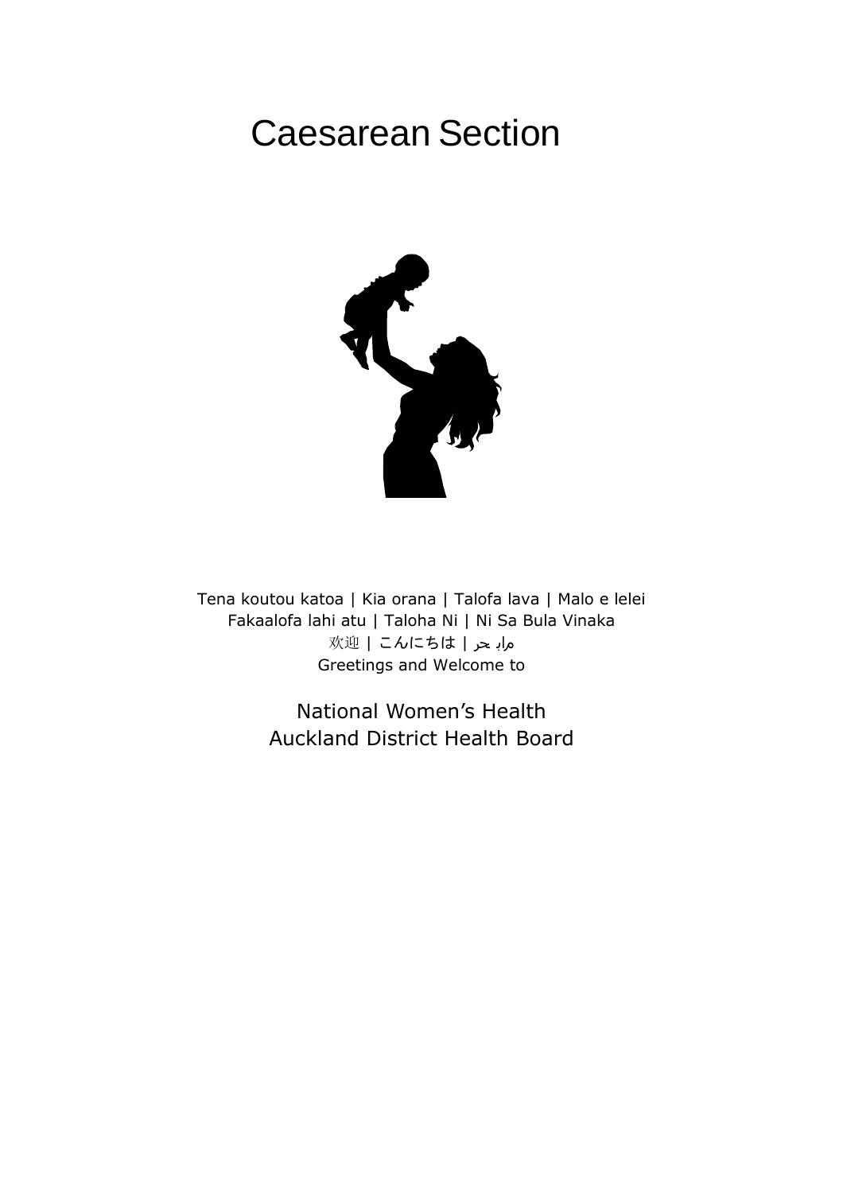# Caesarean Section

Tena koutou katoa | Kia orana | Talofa lava | Malo e lelei
Fakaalofa lahi atu | Taloha Ni | Ni Sa Bula Vinaka
欢迎 | こんにちは | مرحبا
Greetings and Welcome to

National Women's Health
Auckland District Health Board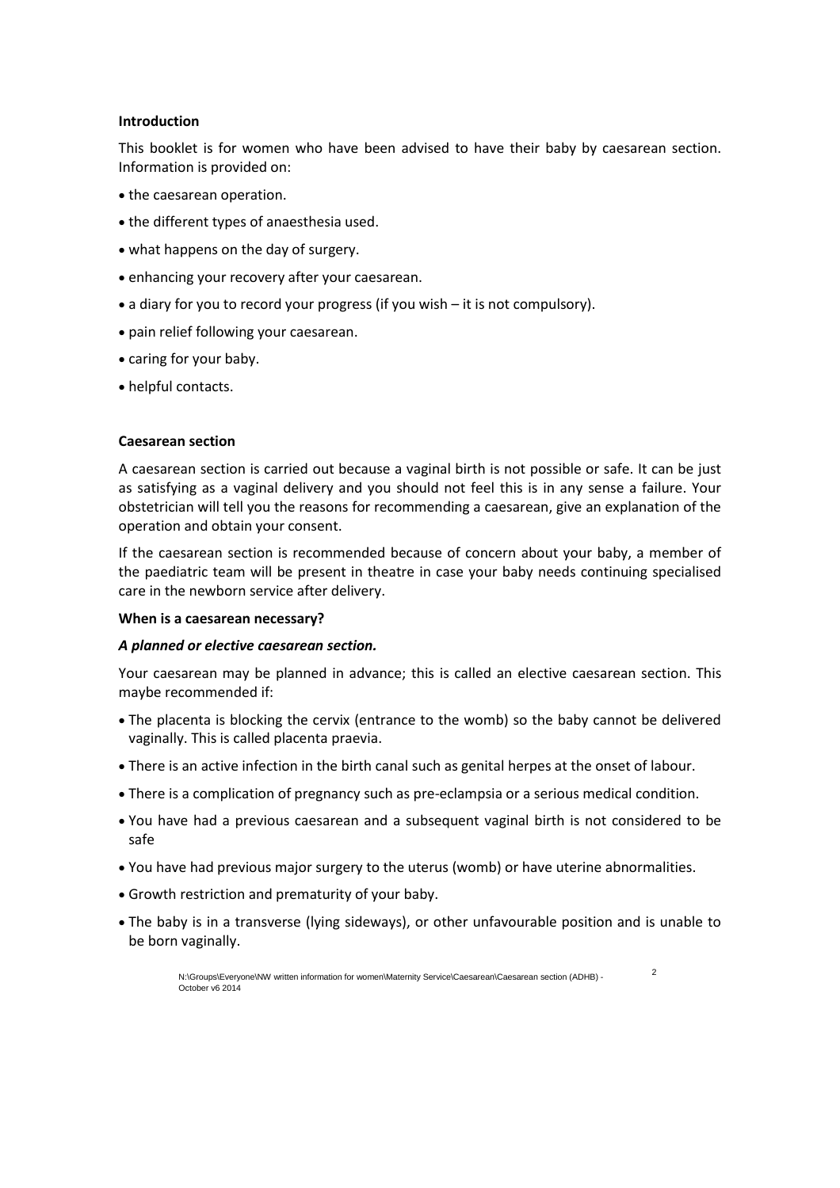## Introduction

This booklet is for women who have been advised to have their baby by caesarean section. Information is provided on:

- the caesarean operation.
- the different types of anaesthesia used.
- what happens on the day of surgery.
- enhancing your recovery after your caesarean.
- a diary for you to record your progress (if you wish – it is not compulsory).
- pain relief following your caesarean.
- caring for your baby.
- helpful contacts.

## Caesarean section

A caesarean section is carried out because a vaginal birth is not possible or safe. It can be just as satisfying as a vaginal delivery and you should not feel this is in any sense a failure. Your obstetrician will tell you the reasons for recommending a caesarean, give an explanation of the operation and obtain your consent.

If the caesarean section is recommended because of concern about your baby, a member of the paediatric team will be present in theatre in case your baby needs continuing specialised care in the newborn service after delivery.

### When is a caesarean necessary?

***A planned or elective caesarean section.***

Your caesarean may be planned in advance; this is called an elective caesarean section. This maybe recommended if:

- The placenta is blocking the cervix (entrance to the womb) so the baby cannot be delivered vaginally. This is called placenta praevia.
- There is an active infection in the birth canal such as genital herpes at the onset of labour.
- There is a complication of pregnancy such as pre-eclampsia or a serious medical condition.
- You have had a previous caesarean and a subsequent vaginal birth is not considered to be safe
- You have had previous major surgery to the uterus (womb) or have uterine abnormalities.
- Growth restriction and prematurity of your baby.
- The baby is in a transverse (lying sideways), or other unfavourable position and is unable to be born vaginally.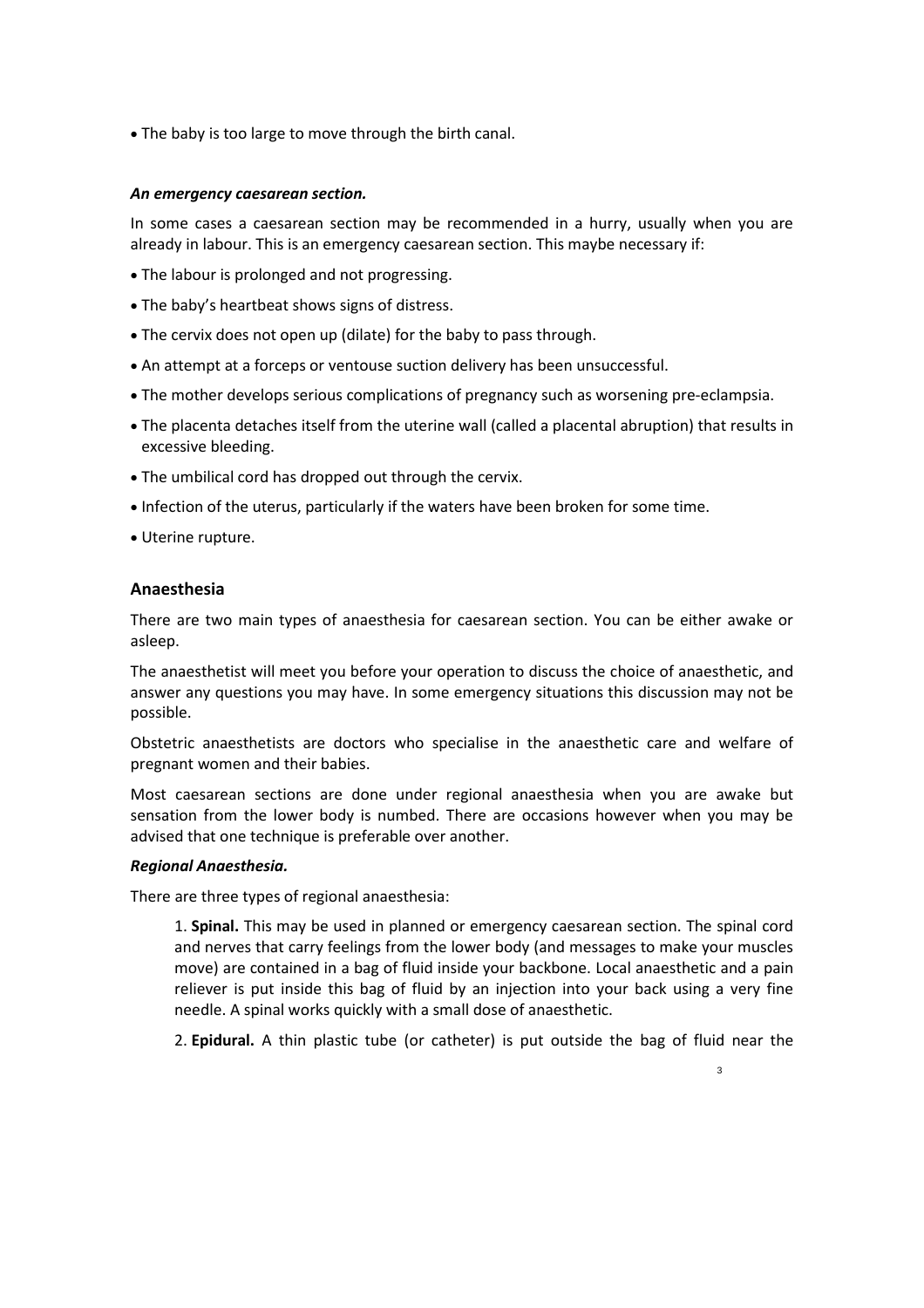- The baby is too large to move through the birth canal.

***An emergency caesarean section.***

In some cases a caesarean section may be recommended in a hurry, usually when you are already in labour. This is an emergency caesarean section. This maybe necessary if:

- The labour is prolonged and not progressing.
- The baby's heartbeat shows signs of distress.
- The cervix does not open up (dilate) for the baby to pass through.
- An attempt at a forceps or ventouse suction delivery has been unsuccessful.
- The mother develops serious complications of pregnancy such as worsening pre-eclampsia.
- The placenta detaches itself from the uterine wall (called a placental abruption) that results in excessive bleeding.
- The umbilical cord has dropped out through the cervix.
- Infection of the uterus, particularly if the waters have been broken for some time.
- Uterine rupture.

## Anaesthesia

There are two main types of anaesthesia for caesarean section. You can be either awake or asleep.

The anaesthetist will meet you before your operation to discuss the choice of anaesthetic, and answer any questions you may have. In some emergency situations this discussion may not be possible.

Obstetric anaesthetists are doctors who specialise in the anaesthetic care and welfare of pregnant women and their babies.

Most caesarean sections are done under regional anaesthesia when you are awake but sensation from the lower body is numbed. There are occasions however when you may be advised that one technique is preferable over another.

***Regional Anaesthesia.***

There are three types of regional anaesthesia:

1. **Spinal.** This may be used in planned or emergency caesarean section. The spinal cord and nerves that carry feelings from the lower body (and messages to make your muscles move) are contained in a bag of fluid inside your backbone. Local anaesthetic and a pain reliever is put inside this bag of fluid by an injection into your back using a very fine needle. A spinal works quickly with a small dose of anaesthetic.

2. **Epidural.** A thin plastic tube (or catheter) is put outside the bag of fluid near the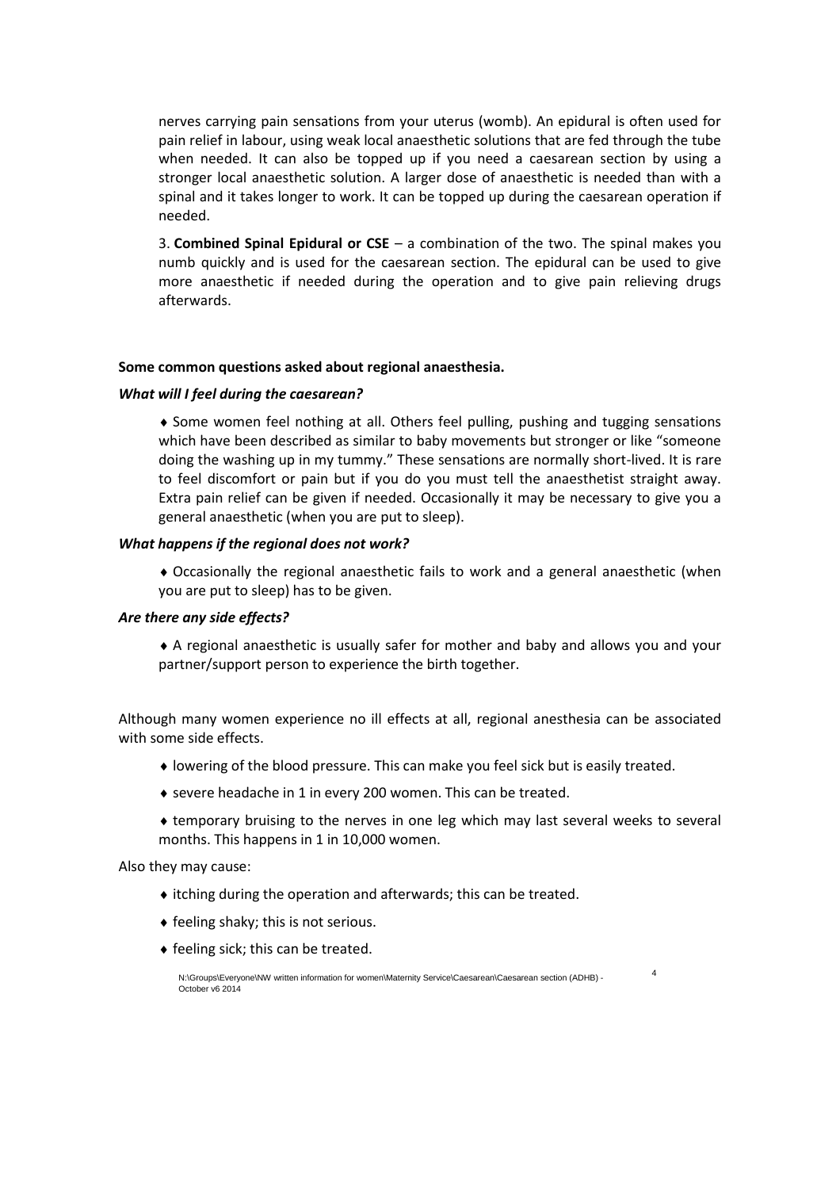nerves carrying pain sensations from your uterus (womb). An epidural is often used for pain relief in labour, using weak local anaesthetic solutions that are fed through the tube when needed. It can also be topped up if you need a caesarean section by using a stronger local anaesthetic solution. A larger dose of anaesthetic is needed than with a spinal and it takes longer to work. It can be topped up during the caesarean operation if needed.

3. **Combined Spinal Epidural or CSE** – a combination of the two. The spinal makes you numb quickly and is used for the caesarean section. The epidural can be used to give more anaesthetic if needed during the operation and to give pain relieving drugs afterwards.

**Some common questions asked about regional anaesthesia.**

***What will I feel during the caesarean?***

♦ Some women feel nothing at all. Others feel pulling, pushing and tugging sensations which have been described as similar to baby movements but stronger or like "someone doing the washing up in my tummy." These sensations are normally short-lived. It is rare to feel discomfort or pain but if you do you must tell the anaesthetist straight away. Extra pain relief can be given if needed. Occasionally it may be necessary to give you a general anaesthetic (when you are put to sleep).

***What happens if the regional does not work?***

♦ Occasionally the regional anaesthetic fails to work and a general anaesthetic (when you are put to sleep) has to be given.

***Are there any side effects?***

♦ A regional anaesthetic is usually safer for mother and baby and allows you and your partner/support person to experience the birth together.

Although many women experience no ill effects at all, regional anesthesia can be associated with some side effects.

♦ lowering of the blood pressure. This can make you feel sick but is easily treated.

♦ severe headache in 1 in every 200 women. This can be treated.

♦ temporary bruising to the nerves in one leg which may last several weeks to several months. This happens in 1 in 10,000 women.

Also they may cause:

♦ itching during the operation and afterwards; this can be treated.

♦ feeling shaky; this is not serious.

♦ feeling sick; this can be treated.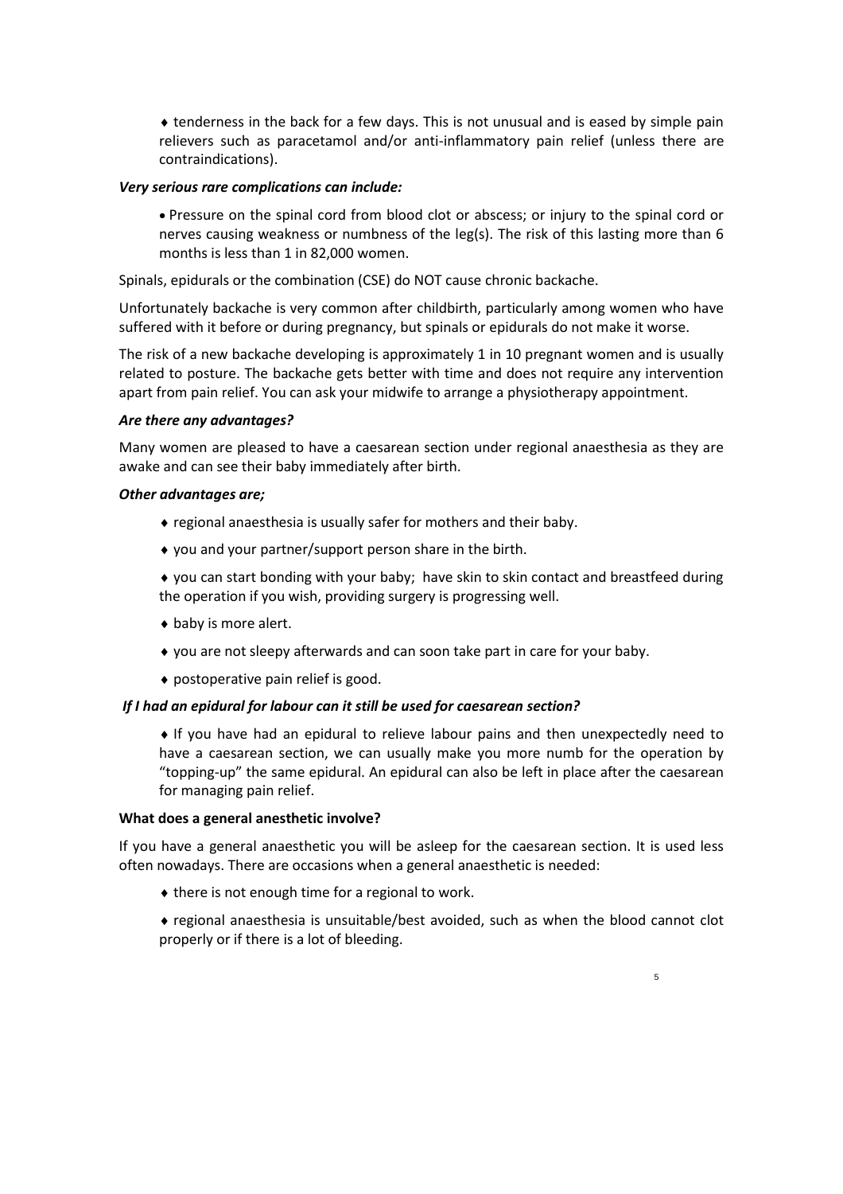- ♦ tenderness in the back for a few days. This is not unusual and is eased by simple pain relievers such as paracetamol and/or anti-inflammatory pain relief (unless there are contraindications).

***Very serious rare complications can include:***

- Pressure on the spinal cord from blood clot or abscess; or injury to the spinal cord or nerves causing weakness or numbness of the leg(s). The risk of this lasting more than 6 months is less than 1 in 82,000 women.

Spinals, epidurals or the combination (CSE) do NOT cause chronic backache.

Unfortunately backache is very common after childbirth, particularly among women who have suffered with it before or during pregnancy, but spinals or epidurals do not make it worse.

The risk of a new backache developing is approximately 1 in 10 pregnant women and is usually related to posture. The backache gets better with time and does not require any intervention apart from pain relief. You can ask your midwife to arrange a physiotherapy appointment.

***Are there any advantages?***

Many women are pleased to have a caesarean section under regional anaesthesia as they are awake and can see their baby immediately after birth.

***Other advantages are;***

- ♦ regional anaesthesia is usually safer for mothers and their baby.
- ♦ you and your partner/support person share in the birth.
- ♦ you can start bonding with your baby; have skin to skin contact and breastfeed during the operation if you wish, providing surgery is progressing well.
- ♦ baby is more alert.
- ♦ you are not sleepy afterwards and can soon take part in care for your baby.
- ♦ postoperative pain relief is good.

***If I had an epidural for labour can it still be used for caesarean section?***

- ♦ If you have had an epidural to relieve labour pains and then unexpectedly need to have a caesarean section, we can usually make you more numb for the operation by "topping-up" the same epidural. An epidural can also be left in place after the caesarean for managing pain relief.

**What does a general anesthetic involve?**

If you have a general anaesthetic you will be asleep for the caesarean section. It is used less often nowadays. There are occasions when a general anaesthetic is needed:

- ♦ there is not enough time for a regional to work.
- ♦ regional anaesthesia is unsuitable/best avoided, such as when the blood cannot clot properly or if there is a lot of bleeding.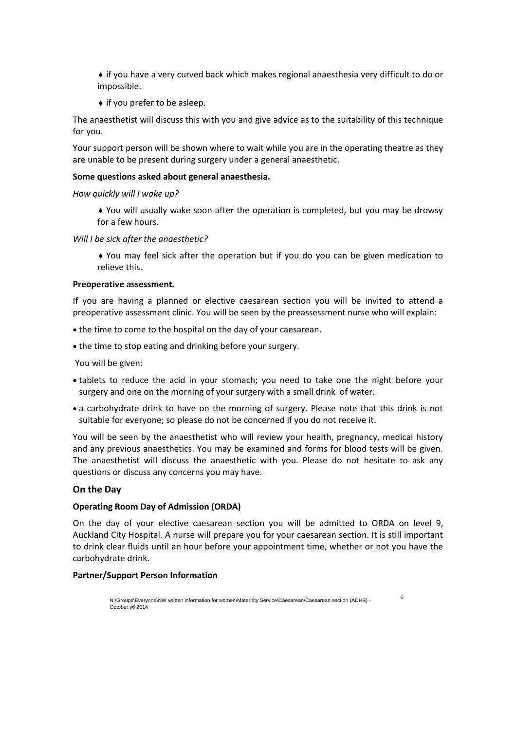- ♦ if you have a very curved back which makes regional anaesthesia very difficult to do or impossible.
- ♦ if you prefer to be asleep.

The anaesthetist will discuss this with you and give advice as to the suitability of this technique for you.

Your support person will be shown where to wait while you are in the operating theatre as they are unable to be present during surgery under a general anaesthetic.

**Some questions asked about general anaesthesia.**

*How quickly will I wake up?*

- ♦ You will usually wake soon after the operation is completed, but you may be drowsy for a few hours.

*Will I be sick after the anaesthetic?*

- ♦ You may feel sick after the operation but if you do you can be given medication to relieve this.

**Preoperative assessment.**

If you are having a planned or elective caesarean section you will be invited to attend a preoperative assessment clinic. You will be seen by the preassessment nurse who will explain:

- the time to come to the hospital on the day of your caesarean.
- the time to stop eating and drinking before your surgery.

You will be given:

- tablets to reduce the acid in your stomach; you need to take one the night before your surgery and one on the morning of your surgery with a small drink of water.
- a carbohydrate drink to have on the morning of surgery. Please note that this drink is not suitable for everyone; so please do not be concerned if you do not receive it.

You will be seen by the anaesthetist who will review your health, pregnancy, medical history and any previous anaesthetics. You may be examined and forms for blood tests will be given. The anaesthetist will discuss the anaesthetic with you. Please do not hesitate to ask any questions or discuss any concerns you may have.

## On the Day

**Operating Room Day of Admission (ORDA)**

On the day of your elective caesarean section you will be admitted to ORDA on level 9, Auckland City Hospital. A nurse will prepare you for your caesarean section. It is still important to drink clear fluids until an hour before your appointment time, whether or not you have the carbohydrate drink.

**Partner/Support Person Information**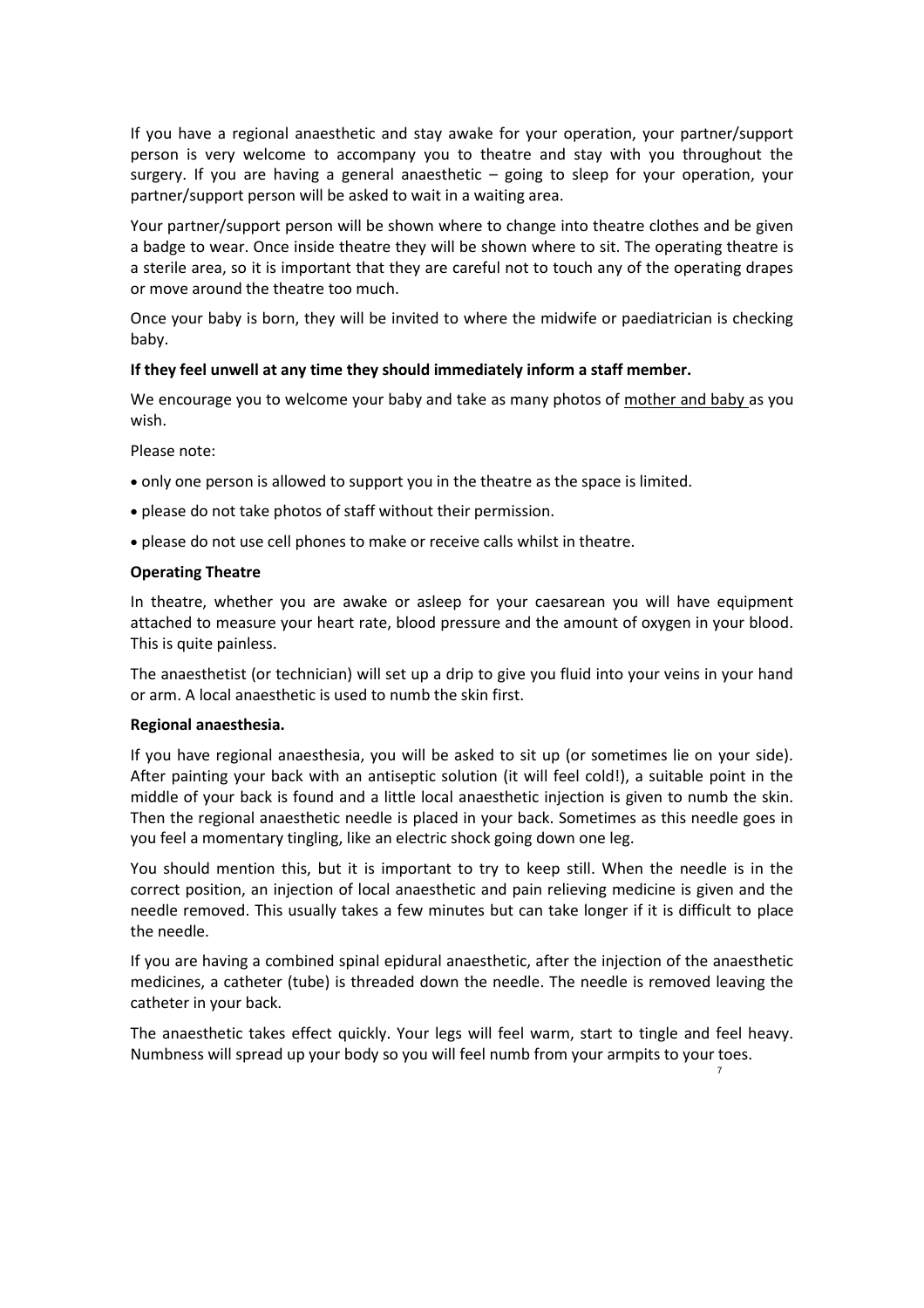If you have a regional anaesthetic and stay awake for your operation, your partner/support person is very welcome to accompany you to theatre and stay with you throughout the surgery. If you are having a general anaesthetic – going to sleep for your operation, your partner/support person will be asked to wait in a waiting area.

Your partner/support person will be shown where to change into theatre clothes and be given a badge to wear. Once inside theatre they will be shown where to sit. The operating theatre is a sterile area, so it is important that they are careful not to touch any of the operating drapes or move around the theatre too much.

Once your baby is born, they will be invited to where the midwife or paediatrician is checking baby.

**If they feel unwell at any time they should immediately inform a staff member.**

We encourage you to welcome your baby and take as many photos of mother and baby as you wish.

Please note:

- only one person is allowed to support you in the theatre as the space is limited.
- please do not take photos of staff without their permission.
- please do not use cell phones to make or receive calls whilst in theatre.

**Operating Theatre**

In theatre, whether you are awake or asleep for your caesarean you will have equipment attached to measure your heart rate, blood pressure and the amount of oxygen in your blood. This is quite painless.

The anaesthetist (or technician) will set up a drip to give you fluid into your veins in your hand or arm. A local anaesthetic is used to numb the skin first.

**Regional anaesthesia.**

If you have regional anaesthesia, you will be asked to sit up (or sometimes lie on your side). After painting your back with an antiseptic solution (it will feel cold!), a suitable point in the middle of your back is found and a little local anaesthetic injection is given to numb the skin. Then the regional anaesthetic needle is placed in your back. Sometimes as this needle goes in you feel a momentary tingling, like an electric shock going down one leg.

You should mention this, but it is important to try to keep still. When the needle is in the correct position, an injection of local anaesthetic and pain relieving medicine is given and the needle removed. This usually takes a few minutes but can take longer if it is difficult to place the needle.

If you are having a combined spinal epidural anaesthetic, after the injection of the anaesthetic medicines, a catheter (tube) is threaded down the needle. The needle is removed leaving the catheter in your back.

The anaesthetic takes effect quickly. Your legs will feel warm, start to tingle and feel heavy. Numbness will spread up your body so you will feel numb from your armpits to your toes.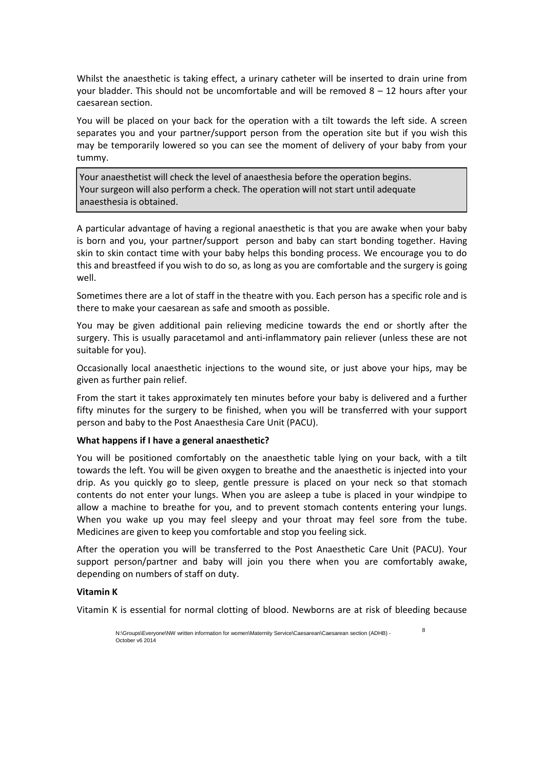Whilst the anaesthetic is taking effect, a urinary catheter will be inserted to drain urine from your bladder. This should not be uncomfortable and will be removed 8 – 12 hours after your caesarean section.

You will be placed on your back for the operation with a tilt towards the left side. A screen separates you and your partner/support person from the operation site but if you wish this may be temporarily lowered so you can see the moment of delivery of your baby from your tummy.

> Your anaesthetist will check the level of anaesthesia before the operation begins. Your surgeon will also perform a check. The operation will not start until adequate anaesthesia is obtained.

A particular advantage of having a regional anaesthetic is that you are awake when your baby is born and you, your partner/support person and baby can start bonding together. Having skin to skin contact time with your baby helps this bonding process. We encourage you to do this and breastfeed if you wish to do so, as long as you are comfortable and the surgery is going well.

Sometimes there are a lot of staff in the theatre with you. Each person has a specific role and is there to make your caesarean as safe and smooth as possible.

You may be given additional pain relieving medicine towards the end or shortly after the surgery. This is usually paracetamol and anti-inflammatory pain reliever (unless these are not suitable for you).

Occasionally local anaesthetic injections to the wound site, or just above your hips, may be given as further pain relief.

From the start it takes approximately ten minutes before your baby is delivered and a further fifty minutes for the surgery to be finished, when you will be transferred with your support person and baby to the Post Anaesthesia Care Unit (PACU).

**What happens if I have a general anaesthetic?**

You will be positioned comfortably on the anaesthetic table lying on your back, with a tilt towards the left. You will be given oxygen to breathe and the anaesthetic is injected into your drip. As you quickly go to sleep, gentle pressure is placed on your neck so that stomach contents do not enter your lungs. When you are asleep a tube is placed in your windpipe to allow a machine to breathe for you, and to prevent stomach contents entering your lungs. When you wake up you may feel sleepy and your throat may feel sore from the tube. Medicines are given to keep you comfortable and stop you feeling sick.

After the operation you will be transferred to the Post Anaesthetic Care Unit (PACU). Your support person/partner and baby will join you there when you are comfortably awake, depending on numbers of staff on duty.

**Vitamin K**

Vitamin K is essential for normal clotting of blood. Newborns are at risk of bleeding because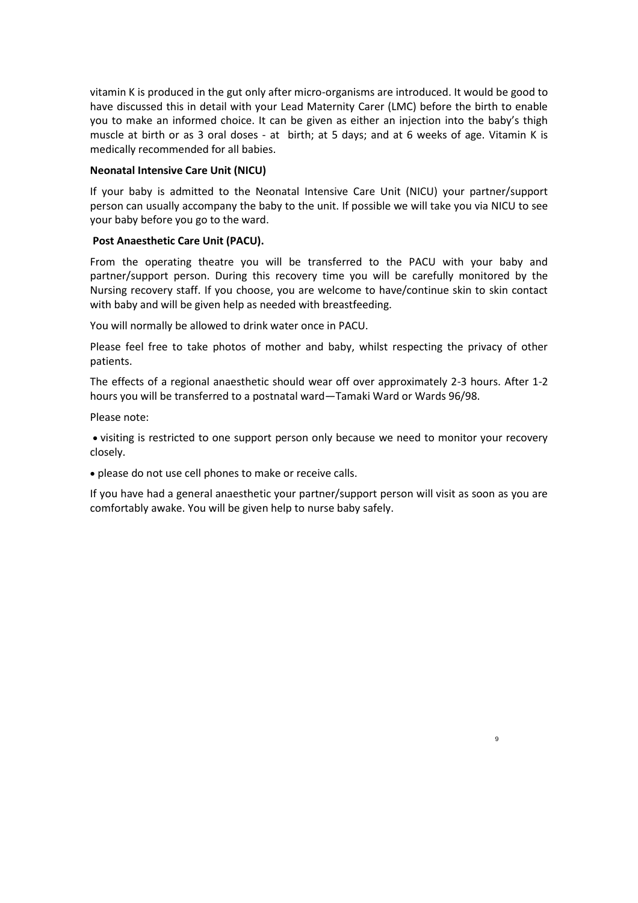vitamin K is produced in the gut only after micro-organisms are introduced. It would be good to have discussed this in detail with your Lead Maternity Carer (LMC) before the birth to enable you to make an informed choice. It can be given as either an injection into the baby's thigh muscle at birth or as 3 oral doses - at birth; at 5 days; and at 6 weeks of age. Vitamin K is medically recommended for all babies.

**Neonatal Intensive Care Unit (NICU)**

If your baby is admitted to the Neonatal Intensive Care Unit (NICU) your partner/support person can usually accompany the baby to the unit. If possible we will take you via NICU to see your baby before you go to the ward.

**Post Anaesthetic Care Unit (PACU).**

From the operating theatre you will be transferred to the PACU with your baby and partner/support person. During this recovery time you will be carefully monitored by the Nursing recovery staff. If you choose, you are welcome to have/continue skin to skin contact with baby and will be given help as needed with breastfeeding.

You will normally be allowed to drink water once in PACU.

Please feel free to take photos of mother and baby, whilst respecting the privacy of other patients.

The effects of a regional anaesthetic should wear off over approximately 2-3 hours. After 1-2 hours you will be transferred to a postnatal ward—Tamaki Ward or Wards 96/98.

Please note:

- visiting is restricted to one support person only because we need to monitor your recovery closely.
- please do not use cell phones to make or receive calls.

If you have had a general anaesthetic your partner/support person will visit as soon as you are comfortably awake. You will be given help to nurse baby safely.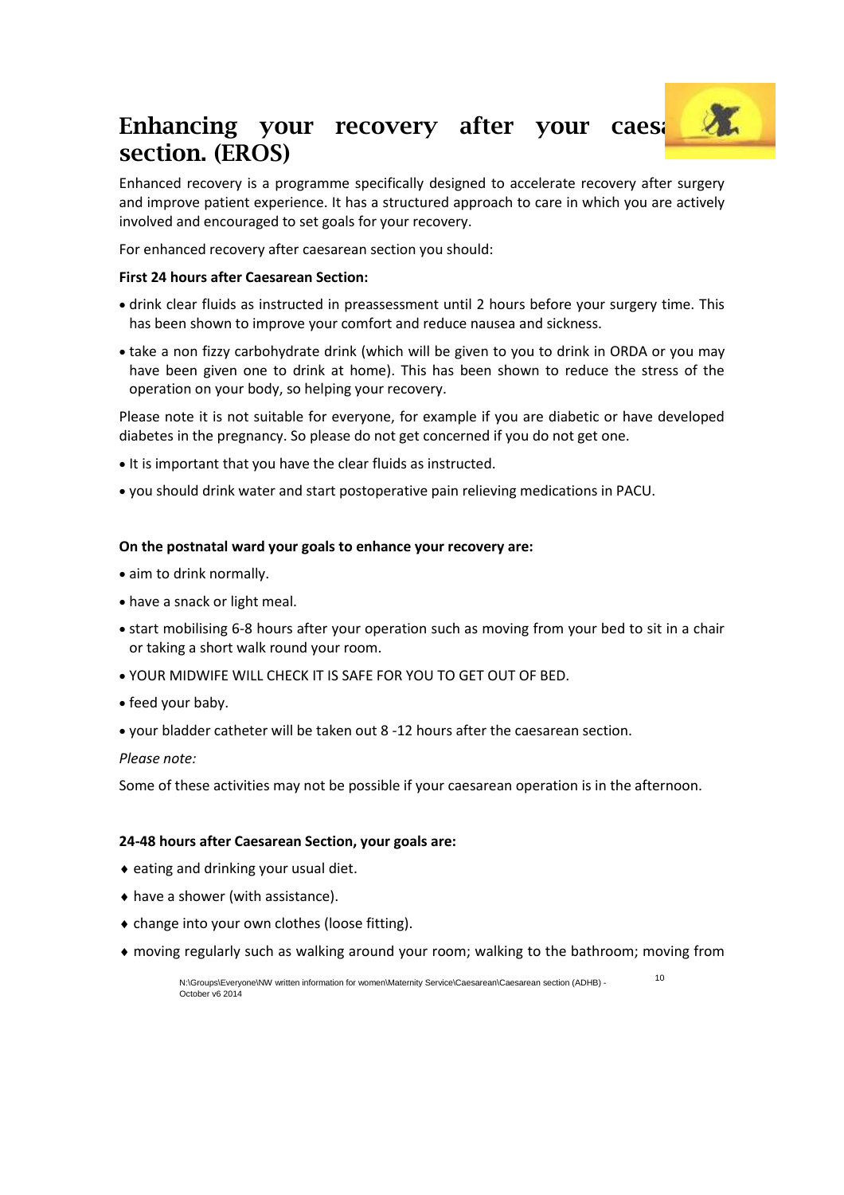# Enhancing your recovery after your caesarean section. (EROS)

Enhanced recovery is a programme specifically designed to accelerate recovery after surgery and improve patient experience. It has a structured approach to care in which you are actively involved and encouraged to set goals for your recovery.

For enhanced recovery after caesarean section you should:

**First 24 hours after Caesarean Section:**

- drink clear fluids as instructed in preassessment until 2 hours before your surgery time. This has been shown to improve your comfort and reduce nausea and sickness.
- take a non fizzy carbohydrate drink (which will be given to you to drink in ORDA or you may have been given one to drink at home). This has been shown to reduce the stress of the operation on your body, so helping your recovery.

Please note it is not suitable for everyone, for example if you are diabetic or have developed diabetes in the pregnancy. So please do not get concerned if you do not get one.

- It is important that you have the clear fluids as instructed.
- you should drink water and start postoperative pain relieving medications in PACU.

**On the postnatal ward your goals to enhance your recovery are:**

- aim to drink normally.
- have a snack or light meal.
- start mobilising 6-8 hours after your operation such as moving from your bed to sit in a chair or taking a short walk round your room.
- YOUR MIDWIFE WILL CHECK IT IS SAFE FOR YOU TO GET OUT OF BED.
- feed your baby.
- your bladder catheter will be taken out 8 -12 hours after the caesarean section.

*Please note:*

Some of these activities may not be possible if your caesarean operation is in the afternoon.

**24-48 hours after Caesarean Section, your goals are:**

- eating and drinking your usual diet.
- have a shower (with assistance).
- change into your own clothes (loose fitting).
- moving regularly such as walking around your room; walking to the bathroom; moving from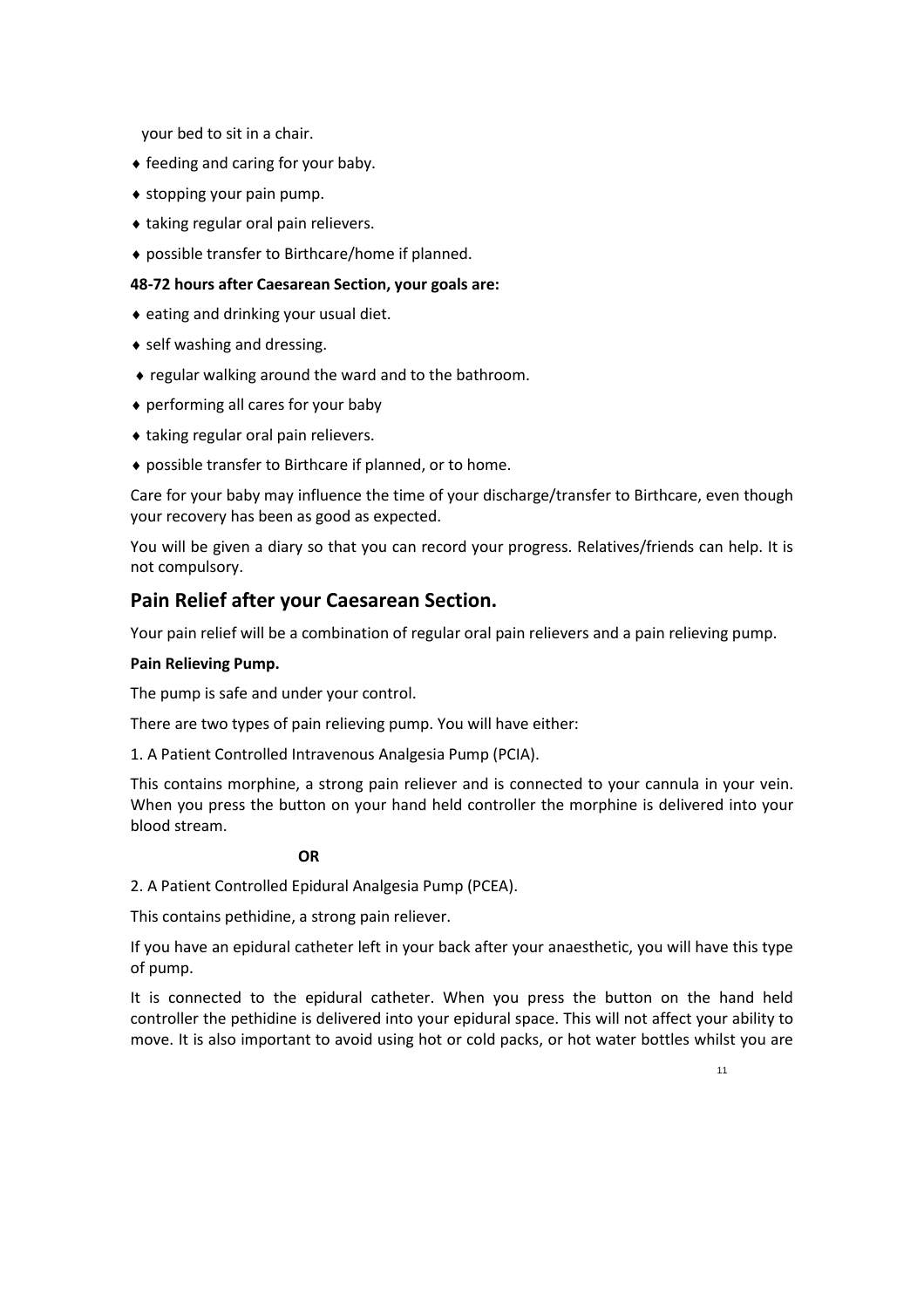your bed to sit in a chair.

- feeding and caring for your baby.
- stopping your pain pump.
- taking regular oral pain relievers.
- possible transfer to Birthcare/home if planned.

**48-72 hours after Caesarean Section, your goals are:**

- eating and drinking your usual diet.
- self washing and dressing.
- regular walking around the ward and to the bathroom.
- performing all cares for your baby
- taking regular oral pain relievers.
- possible transfer to Birthcare if planned, or to home.

Care for your baby may influence the time of your discharge/transfer to Birthcare, even though your recovery has been as good as expected.

You will be given a diary so that you can record your progress. Relatives/friends can help. It is not compulsory.

## Pain Relief after your Caesarean Section.

Your pain relief will be a combination of regular oral pain relievers and a pain relieving pump.

**Pain Relieving Pump.**

The pump is safe and under your control.

There are two types of pain relieving pump. You will have either:

1. A Patient Controlled Intravenous Analgesia Pump (PCIA).

This contains morphine, a strong pain reliever and is connected to your cannula in your vein. When you press the button on your hand held controller the morphine is delivered into your blood stream.

**OR**

2. A Patient Controlled Epidural Analgesia Pump (PCEA).

This contains pethidine, a strong pain reliever.

If you have an epidural catheter left in your back after your anaesthetic, you will have this type of pump.

It is connected to the epidural catheter. When you press the button on the hand held controller the pethidine is delivered into your epidural space. This will not affect your ability to move. It is also important to avoid using hot or cold packs, or hot water bottles whilst you are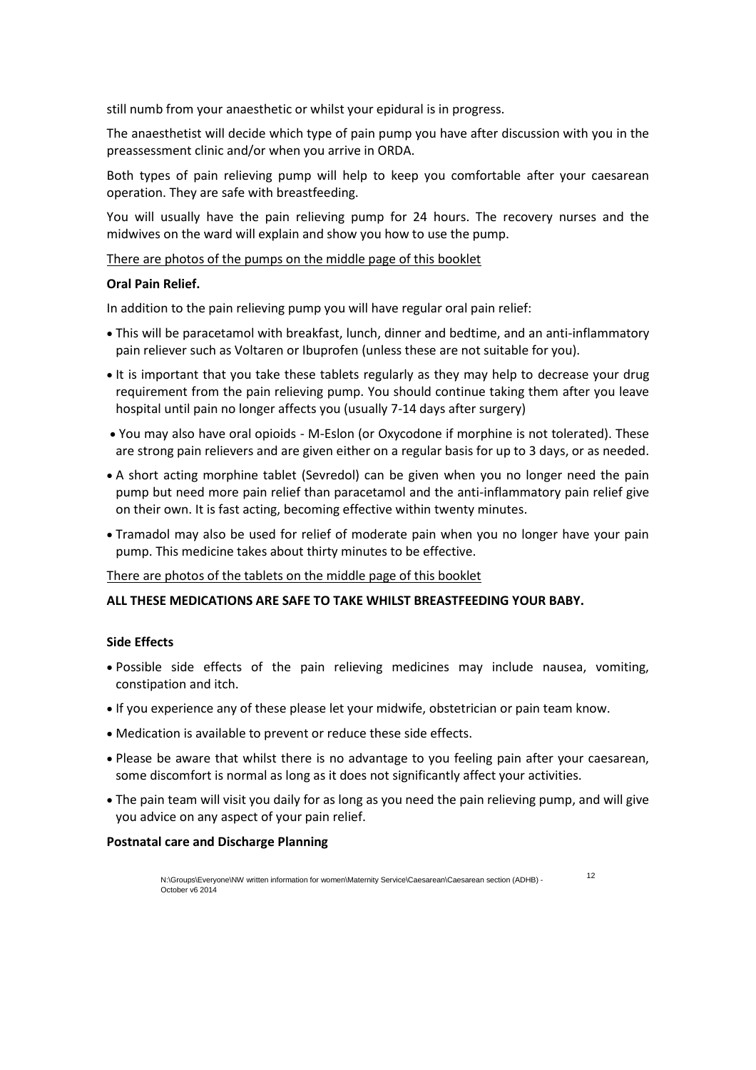still numb from your anaesthetic or whilst your epidural is in progress.

The anaesthetist will decide which type of pain pump you have after discussion with you in the preassessment clinic and/or when you arrive in ORDA.

Both types of pain relieving pump will help to keep you comfortable after your caesarean operation. They are safe with breastfeeding.

You will usually have the pain relieving pump for 24 hours. The recovery nurses and the midwives on the ward will explain and show you how to use the pump.

<u>There are photos of the pumps on the middle page of this booklet</u>

**Oral Pain Relief.**

In addition to the pain relieving pump you will have regular oral pain relief:

- This will be paracetamol with breakfast, lunch, dinner and bedtime, and an anti-inflammatory pain reliever such as Voltaren or Ibuprofen (unless these are not suitable for you).
- It is important that you take these tablets regularly as they may help to decrease your drug requirement from the pain relieving pump. You should continue taking them after you leave hospital until pain no longer affects you (usually 7-14 days after surgery)
- You may also have oral opioids - M-Eslon (or Oxycodone if morphine is not tolerated). These are strong pain relievers and are given either on a regular basis for up to 3 days, or as needed.
- A short acting morphine tablet (Sevredol) can be given when you no longer need the pain pump but need more pain relief than paracetamol and the anti-inflammatory pain relief give on their own. It is fast acting, becoming effective within twenty minutes.
- Tramadol may also be used for relief of moderate pain when you no longer have your pain pump. This medicine takes about thirty minutes to be effective.

<u>There are photos of the tablets on the middle page of this booklet</u>

**ALL THESE MEDICATIONS ARE SAFE TO TAKE WHILST BREASTFEEDING YOUR BABY.**

**Side Effects**

- Possible side effects of the pain relieving medicines may include nausea, vomiting, constipation and itch.
- If you experience any of these please let your midwife, obstetrician or pain team know.
- Medication is available to prevent or reduce these side effects.
- Please be aware that whilst there is no advantage to you feeling pain after your caesarean, some discomfort is normal as long as it does not significantly affect your activities.
- The pain team will visit you daily for as long as you need the pain relieving pump, and will give you advice on any aspect of your pain relief.

**Postnatal care and Discharge Planning**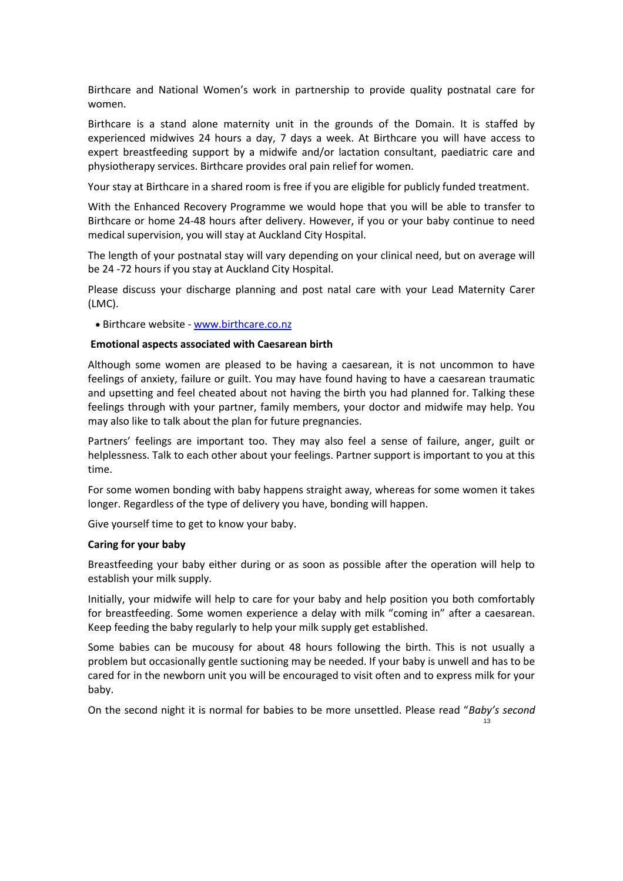Birthcare and National Women's work in partnership to provide quality postnatal care for women.

Birthcare is a stand alone maternity unit in the grounds of the Domain. It is staffed by experienced midwives 24 hours a day, 7 days a week. At Birthcare you will have access to expert breastfeeding support by a midwife and/or lactation consultant, paediatric care and physiotherapy services. Birthcare provides oral pain relief for women.

Your stay at Birthcare in a shared room is free if you are eligible for publicly funded treatment.

With the Enhanced Recovery Programme we would hope that you will be able to transfer to Birthcare or home 24-48 hours after delivery. However, if you or your baby continue to need medical supervision, you will stay at Auckland City Hospital.

The length of your postnatal stay will vary depending on your clinical need, but on average will be 24 -72 hours if you stay at Auckland City Hospital.

Please discuss your discharge planning and post natal care with your Lead Maternity Carer (LMC).

- Birthcare website - [www.birthcare.co.nz](http://www.birthcare.co.nz)

**Emotional aspects associated with Caesarean birth**

Although some women are pleased to be having a caesarean, it is not uncommon to have feelings of anxiety, failure or guilt. You may have found having to have a caesarean traumatic and upsetting and feel cheated about not having the birth you had planned for. Talking these feelings through with your partner, family members, your doctor and midwife may help. You may also like to talk about the plan for future pregnancies.

Partners' feelings are important too. They may also feel a sense of failure, anger, guilt or helplessness. Talk to each other about your feelings. Partner support is important to you at this time.

For some women bonding with baby happens straight away, whereas for some women it takes longer. Regardless of the type of delivery you have, bonding will happen.

Give yourself time to get to know your baby.

**Caring for your baby**

Breastfeeding your baby either during or as soon as possible after the operation will help to establish your milk supply.

Initially, your midwife will help to care for your baby and help position you both comfortably for breastfeeding. Some women experience a delay with milk "coming in" after a caesarean. Keep feeding the baby regularly to help your milk supply get established.

Some babies can be mucousy for about 48 hours following the birth. This is not usually a problem but occasionally gentle suctioning may be needed. If your baby is unwell and has to be cared for in the newborn unit you will be encouraged to visit often and to express milk for your baby.

On the second night it is normal for babies to be more unsettled. Please read "*Baby's second*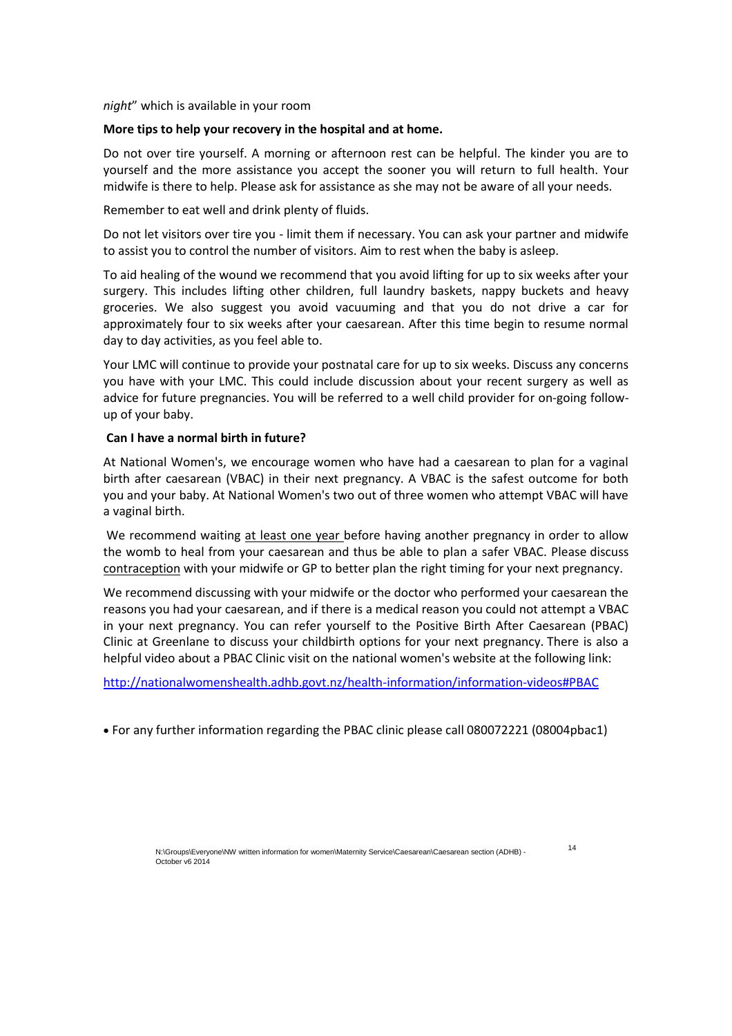*night*" which is available in your room

**More tips to help your recovery in the hospital and at home.**

Do not over tire yourself. A morning or afternoon rest can be helpful. The kinder you are to yourself and the more assistance you accept the sooner you will return to full health. Your midwife is there to help. Please ask for assistance as she may not be aware of all your needs.

Remember to eat well and drink plenty of fluids.

Do not let visitors over tire you - limit them if necessary. You can ask your partner and midwife to assist you to control the number of visitors. Aim to rest when the baby is asleep.

To aid healing of the wound we recommend that you avoid lifting for up to six weeks after your surgery. This includes lifting other children, full laundry baskets, nappy buckets and heavy groceries. We also suggest you avoid vacuuming and that you do not drive a car for approximately four to six weeks after your caesarean. After this time begin to resume normal day to day activities, as you feel able to.

Your LMC will continue to provide your postnatal care for up to six weeks. Discuss any concerns you have with your LMC. This could include discussion about your recent surgery as well as advice for future pregnancies. You will be referred to a well child provider for on-going follow-up of your baby.

**Can I have a normal birth in future?**

At National Women's, we encourage women who have had a caesarean to plan for a vaginal birth after caesarean (VBAC) in their next pregnancy. A VBAC is the safest outcome for both you and your baby. At National Women's two out of three women who attempt VBAC will have a vaginal birth.

We recommend waiting <u>at least one year</u> before having another pregnancy in order to allow the womb to heal from your caesarean and thus be able to plan a safer VBAC. Please discuss <u>contraception</u> with your midwife or GP to better plan the right timing for your next pregnancy.

We recommend discussing with your midwife or the doctor who performed your caesarean the reasons you had your caesarean, and if there is a medical reason you could not attempt a VBAC in your next pregnancy. You can refer yourself to the Positive Birth After Caesarean (PBAC) Clinic at Greenlane to discuss your childbirth options for your next pregnancy. There is also a helpful video about a PBAC Clinic visit on the national women's website at the following link:

http://nationalwomenshealth.adhb.govt.nz/health-information/information-videos#PBAC

- For any further information regarding the PBAC clinic please call 080072221 (08004pbac1)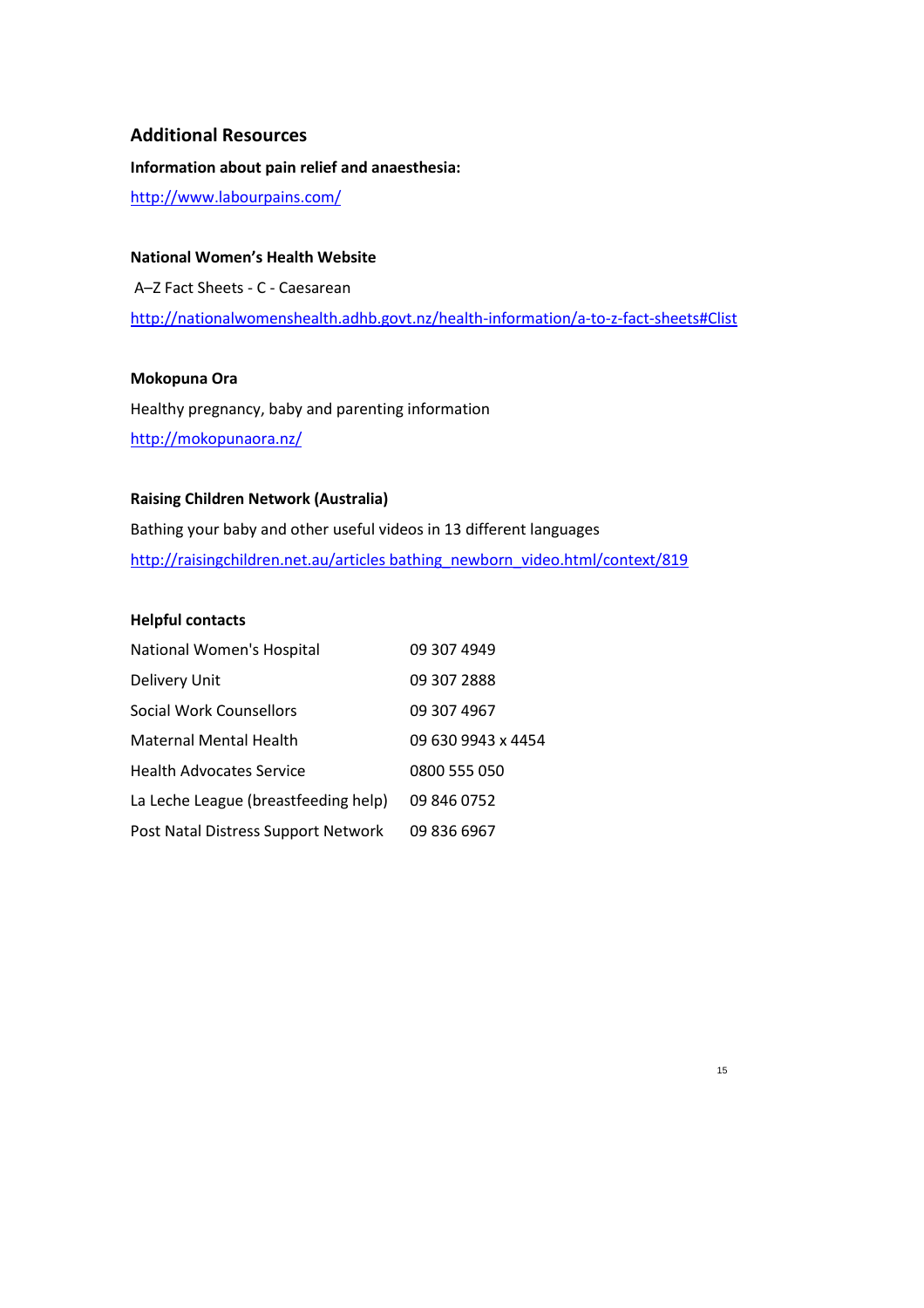## Additional Resources

**Information about pain relief and anaesthesia:**

http://www.labourpains.com/

**National Women's Health Website**

A–Z Fact Sheets - C - Caesarean

http://nationalwomenshealth.adhb.govt.nz/health-information/a-to-z-fact-sheets#Clist

**Mokopuna Ora**

Healthy pregnancy, baby and parenting information

http://mokopunaora.nz/

**Raising Children Network (Australia)**

Bathing your baby and other useful videos in 13 different languages

http://raisingchildren.net.au/articles bathing_newborn_video.html/context/819

**Helpful contacts**

| | |
|---|---|
| National Women's Hospital | 09 307 4949 |
| Delivery Unit | 09 307 2888 |
| Social Work Counsellors | 09 307 4967 |
| Maternal Mental Health | 09 630 9943 x 4454 |
| Health Advocates Service | 0800 555 050 |
| La Leche League (breastfeeding help) | 09 846 0752 |
| Post Natal Distress Support Network | 09 836 6967 |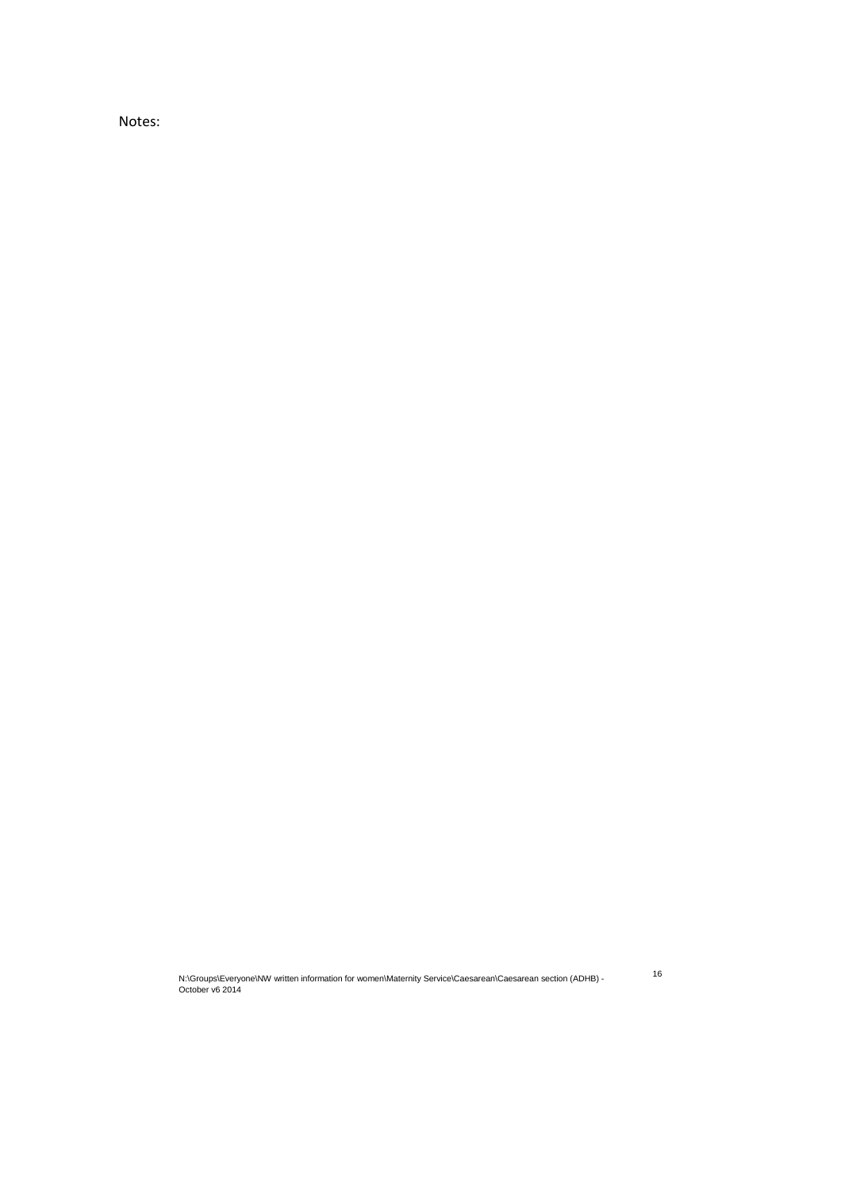Notes: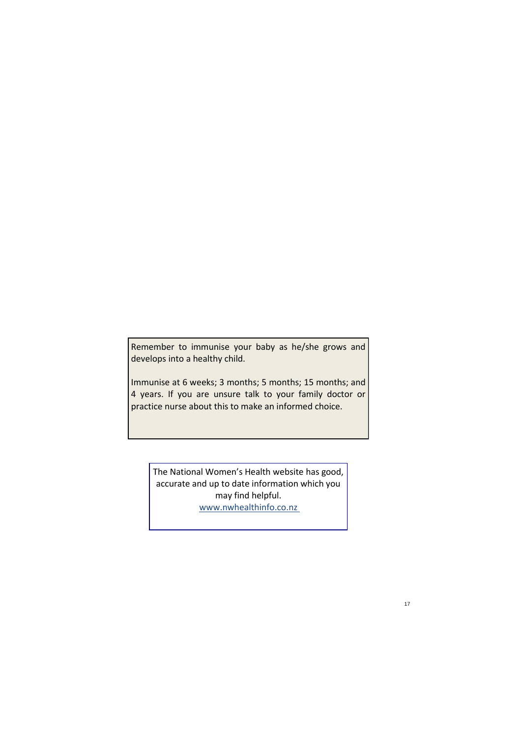Remember to immunise your baby as he/she grows and develops into a healthy child.

Immunise at 6 weeks; 3 months; 5 months; 15 months; and 4 years. If you are unsure talk to your family doctor or practice nurse about this to make an informed choice.

The National Women's Health website has good, accurate and up to date information which you may find helpful.
www.nwhealthinfo.co.nz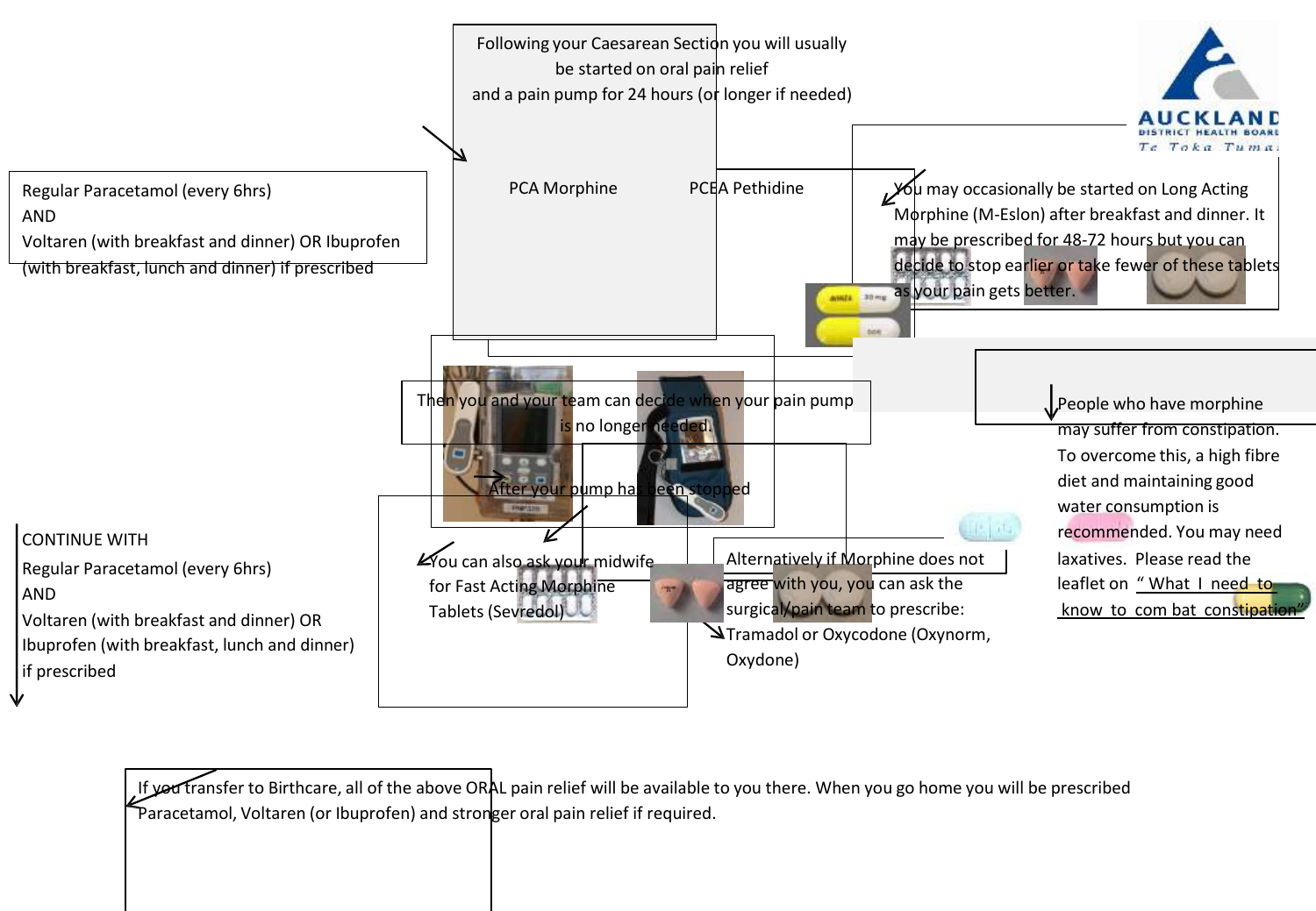Following your Caesarean Section you will usually be started on oral pain relief and a pain pump for 24 hours (or longer if needed)

PCA Morphine

PCEA Pethidine

Regular Paracetamol (every 6hrs)
AND
Voltaren (with breakfast and dinner) OR Ibuprofen (with breakfast, lunch and dinner) if prescribed

You may occasionally be started on Long Acting Morphine (M-Eslon) after breakfast and dinner. It may be prescribed for 48-72 hours but you can decide to stop earlier or take fewer of these tablets as your pain gets better.

Then you and your team can decide when your pain pump is no longer needed.

After your pump has been stopped

People who have morphine may suffer from constipation. To overcome this, a high fibre diet and maintaining good water consumption is recommended. You may need laxatives. Please read the leaflet on "What I need to know to com bat constipation"

CONTINUE WITH
Regular Paracetamol (every 6hrs)
AND
Voltaren (with breakfast and dinner) OR Ibuprofen (with breakfast, lunch and dinner) if prescribed

You can also ask your midwife for Fast Acting Morphine Tablets (Sevredol)

Alternatively if Morphine does not agree with you, you can ask the surgical/pain team to prescribe:
Tramadol or Oxycodone (Oxynorm, Oxydone)

If you transfer to Birthcare, all of the above ORAL pain relief will be available to you there. When you go home you will be prescribed Paracetamol, Voltaren (or Ibuprofen) and stronger oral pain relief if required.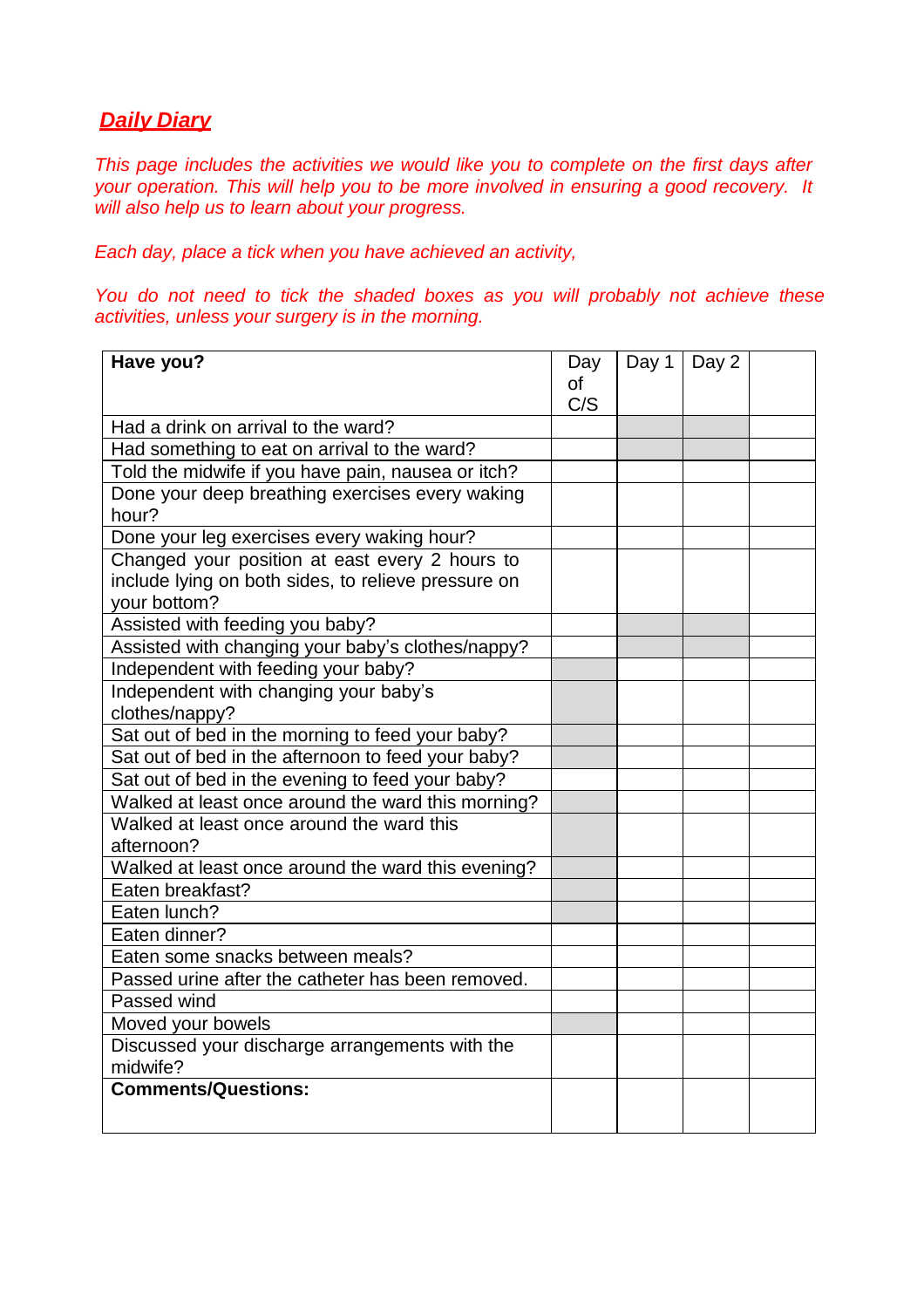## ***Daily Diary***

*This page includes the activities we would like you to complete on the first days after your operation. This will help you to be more involved in ensuring a good recovery. It will also help us to learn about your progress.*

*Each day, place a tick when you have achieved an activity,*

*You do not need to tick the shaded boxes as you will probably not achieve these activities, unless your surgery is in the morning.*

| **Have you?** | Day of C/S | Day 1 | Day 2 | |
|---|---|---|---|---|
| Had a drink on arrival to the ward? | | | | |
| Had something to eat on arrival to the ward? | | | | |
| Told the midwife if you have pain, nausea or itch? | | | | |
| Done your deep breathing exercises every waking hour? | | | | |
| Done your leg exercises every waking hour? | | | | |
| Changed your position at east every 2 hours to include lying on both sides, to relieve pressure on your bottom? | | | | |
| Assisted with feeding you baby? | | | | |
| Assisted with changing your baby's clothes/nappy? | | | | |
| Independent with feeding your baby? | | | | |
| Independent with changing your baby's clothes/nappy? | | | | |
| Sat out of bed in the morning to feed your baby? | | | | |
| Sat out of bed in the afternoon to feed your baby? | | | | |
| Sat out of bed in the evening to feed your baby? | | | | |
| Walked at least once around the ward this morning? | | | | |
| Walked at least once around the ward this afternoon? | | | | |
| Walked at least once around the ward this evening? | | | | |
| Eaten breakfast? | | | | |
| Eaten lunch? | | | | |
| Eaten dinner? | | | | |
| Eaten some snacks between meals? | | | | |
| Passed urine after the catheter has been removed. | | | | |
| Passed wind | | | | |
| Moved your bowels | | | | |
| Discussed your discharge arrangements with the midwife? | | | | |
| **Comments/Questions:** | | | | |